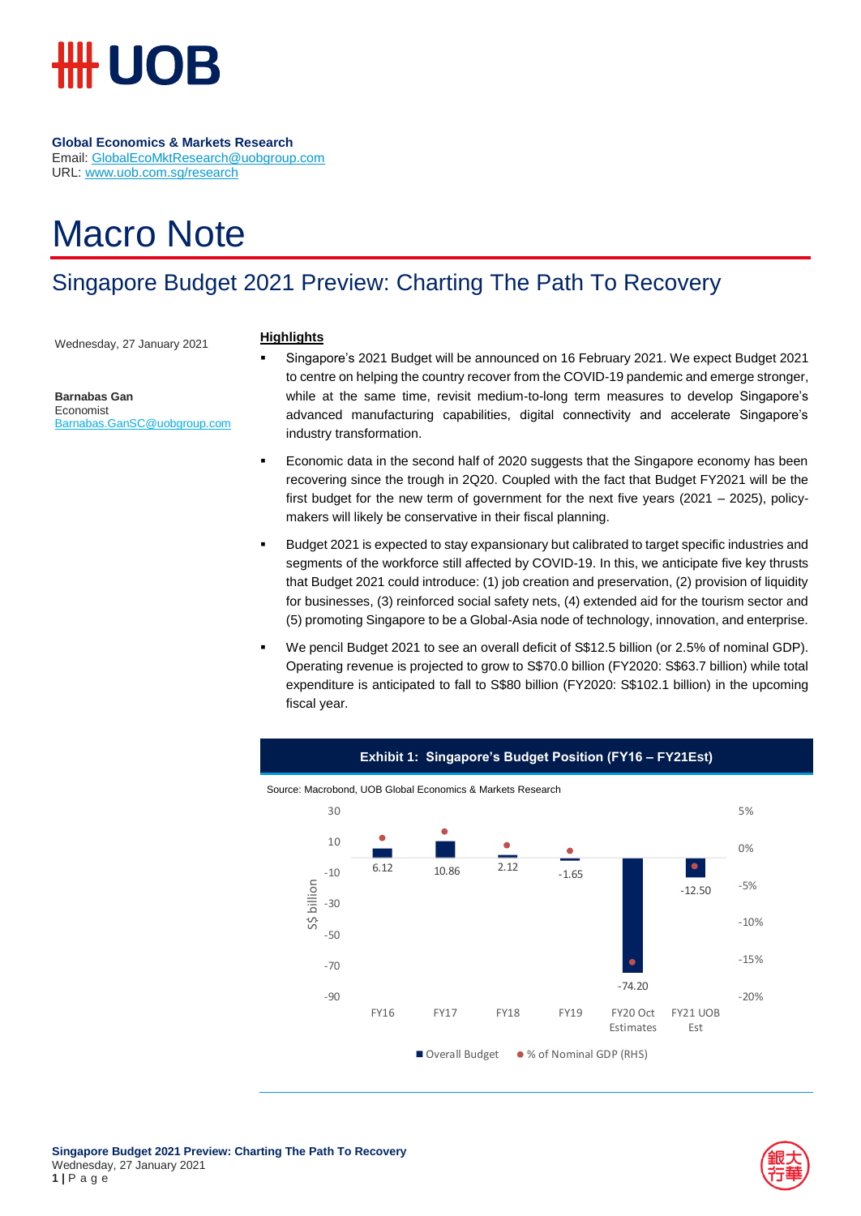**Global Economics & Markets Research**
Email: GlobalEcoMktResearch@uobgroup.com
URL: www.uob.com.sg/research

# Macro Note

## Singapore Budget 2021 Preview: Charting The Path To Recovery

Wednesday, 27 January 2021

**Barnabas Gan**
Economist
Barnabas.GanSC@uobgroup.com

**Highlights**

- Singapore's 2021 Budget will be announced on 16 February 2021. We expect Budget 2021 to centre on helping the country recover from the COVID-19 pandemic and emerge stronger, while at the same time, revisit medium-to-long term measures to develop Singapore's advanced manufacturing capabilities, digital connectivity and accelerate Singapore's industry transformation.
- Economic data in the second half of 2020 suggests that the Singapore economy has been recovering since the trough in 2Q20. Coupled with the fact that Budget FY2021 will be the first budget for the new term of government for the next five years (2021 – 2025), policy-makers will likely be conservative in their fiscal planning.
- Budget 2021 is expected to stay expansionary but calibrated to target specific industries and segments of the workforce still affected by COVID-19. In this, we anticipate five key thrusts that Budget 2021 could introduce: (1) job creation and preservation, (2) provision of liquidity for businesses, (3) reinforced social safety nets, (4) extended aid for the tourism sector and (5) promoting Singapore to be a Global-Asia node of technology, innovation, and enterprise.
- We pencil Budget 2021 to see an overall deficit of S$12.5 billion (or 2.5% of nominal GDP). Operating revenue is projected to grow to S$70.0 billion (FY2020: S$63.7 billion) while total expenditure is anticipated to fall to S$80 billion (FY2020: S$102.1 billion) in the upcoming fiscal year.

**Exhibit 1: Singapore's Budget Position (FY16 – FY21Est)**

Source: Macrobond, UOB Global Economics & Markets Research

| | FY16 | FY17 | FY18 | FY19 | FY20 Oct Estimates | FY21 UOB Est |
|---|---|---|---|---|---|---|
| Overall Budget (S$ billion) | 6.12 | 10.86 | 2.12 | -1.65 | -74.20 | -12.50 |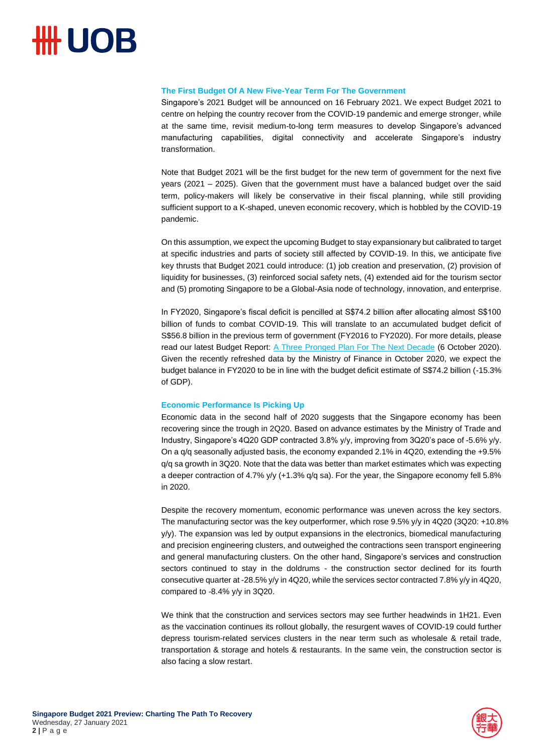### The First Budget Of A New Five-Year Term For The Government

Singapore's 2021 Budget will be announced on 16 February 2021. We expect Budget 2021 to centre on helping the country recover from the COVID-19 pandemic and emerge stronger, while at the same time, revisit medium-to-long term measures to develop Singapore's advanced manufacturing capabilities, digital connectivity and accelerate Singapore's industry transformation.

Note that Budget 2021 will be the first budget for the new term of government for the next five years (2021 – 2025). Given that the government must have a balanced budget over the said term, policy-makers will likely be conservative in their fiscal planning, while still providing sufficient support to a K-shaped, uneven economic recovery, which is hobbled by the COVID-19 pandemic.

On this assumption, we expect the upcoming Budget to stay expansionary but calibrated to target at specific industries and parts of society still affected by COVID-19. In this, we anticipate five key thrusts that Budget 2021 could introduce: (1) job creation and preservation, (2) provision of liquidity for businesses, (3) reinforced social safety nets, (4) extended aid for the tourism sector and (5) promoting Singapore to be a Global-Asia node of technology, innovation, and enterprise.

In FY2020, Singapore's fiscal deficit is pencilled at S$74.2 billion after allocating almost S$100 billion of funds to combat COVID-19. This will translate to an accumulated budget deficit of S$56.8 billion in the previous term of government (FY2016 to FY2020). For more details, please read our latest Budget Report: A Three Pronged Plan For The Next Decade (6 October 2020). Given the recently refreshed data by the Ministry of Finance in October 2020, we expect the budget balance in FY2020 to be in line with the budget deficit estimate of S$74.2 billion (-15.3% of GDP).

### Economic Performance Is Picking Up

Economic data in the second half of 2020 suggests that the Singapore economy has been recovering since the trough in 2Q20. Based on advance estimates by the Ministry of Trade and Industry, Singapore's 4Q20 GDP contracted 3.8% y/y, improving from 3Q20's pace of -5.6% y/y. On a q/q seasonally adjusted basis, the economy expanded 2.1% in 4Q20, extending the +9.5% q/q sa growth in 3Q20. Note that the data was better than market estimates which was expecting a deeper contraction of 4.7% y/y (+1.3% q/q sa). For the year, the Singapore economy fell 5.8% in 2020.

Despite the recovery momentum, economic performance was uneven across the key sectors. The manufacturing sector was the key outperformer, which rose 9.5% y/y in 4Q20 (3Q20: +10.8% y/y). The expansion was led by output expansions in the electronics, biomedical manufacturing and precision engineering clusters, and outweighed the contractions seen transport engineering and general manufacturing clusters. On the other hand, Singapore's services and construction sectors continued to stay in the doldrums - the construction sector declined for its fourth consecutive quarter at -28.5% y/y in 4Q20, while the services sector contracted 7.8% y/y in 4Q20, compared to -8.4% y/y in 3Q20.

We think that the construction and services sectors may see further headwinds in 1H21. Even as the vaccination continues its rollout globally, the resurgent waves of COVID-19 could further depress tourism-related services clusters in the near term such as wholesale & retail trade, transportation & storage and hotels & restaurants. In the same vein, the construction sector is also facing a slow restart.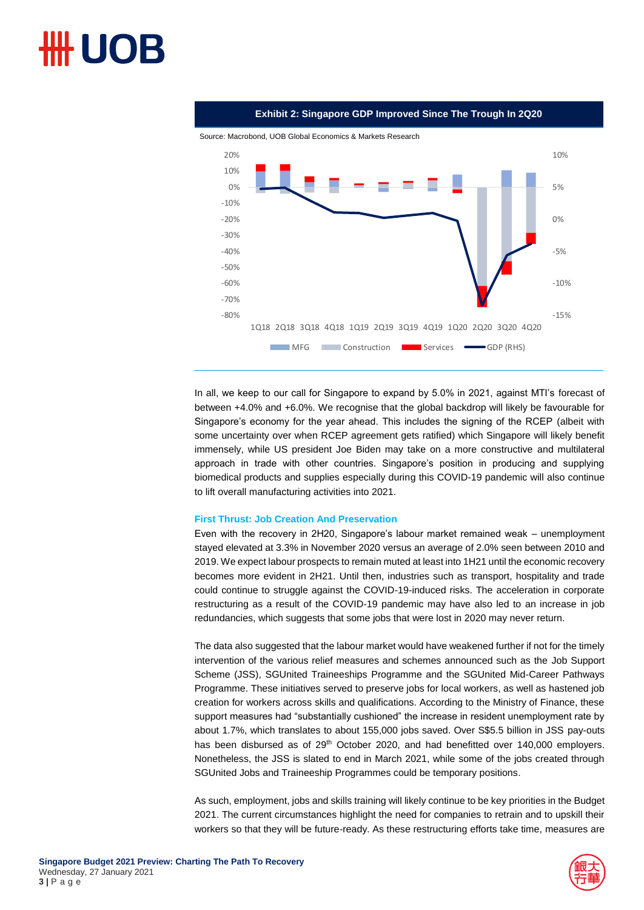**Exhibit 2: Singapore GDP Improved Since The Trough In 2Q20**

Source: Macrobond, UOB Global Economics & Markets Research

In all, we keep to our call for Singapore to expand by 5.0% in 2021, against MTI's forecast of between +4.0% and +6.0%. We recognise that the global backdrop will likely be favourable for Singapore's economy for the year ahead. This includes the signing of the RCEP (albeit with some uncertainty over when RCEP agreement gets ratified) which Singapore will likely benefit immensely, while US president Joe Biden may take on a more constructive and multilateral approach in trade with other countries. Singapore's position in producing and supplying biomedical products and supplies especially during this COVID-19 pandemic will also continue to lift overall manufacturing activities into 2021.

### First Thrust: Job Creation And Preservation

Even with the recovery in 2H20, Singapore's labour market remained weak – unemployment stayed elevated at 3.3% in November 2020 versus an average of 2.0% seen between 2010 and 2019. We expect labour prospects to remain muted at least into 1H21 until the economic recovery becomes more evident in 2H21. Until then, industries such as transport, hospitality and trade could continue to struggle against the COVID-19-induced risks. The acceleration in corporate restructuring as a result of the COVID-19 pandemic may have also led to an increase in job redundancies, which suggests that some jobs that were lost in 2020 may never return.

The data also suggested that the labour market would have weakened further if not for the timely intervention of the various relief measures and schemes announced such as the Job Support Scheme (JSS), SGUnited Traineeships Programme and the SGUnited Mid-Career Pathways Programme. These initiatives served to preserve jobs for local workers, as well as hastened job creation for workers across skills and qualifications. According to the Ministry of Finance, these support measures had "substantially cushioned" the increase in resident unemployment rate by about 1.7%, which translates to about 155,000 jobs saved. Over S$5.5 billion in JSS pay-outs has been disbursed as of 29th October 2020, and had benefitted over 140,000 employers. Nonetheless, the JSS is slated to end in March 2021, while some of the jobs created through SGUnited Jobs and Traineeship Programmes could be temporary positions.

As such, employment, jobs and skills training will likely continue to be key priorities in the Budget 2021. The current circumstances highlight the need for companies to retrain and to upskill their workers so that they will be future-ready. As these restructuring efforts take time, measures are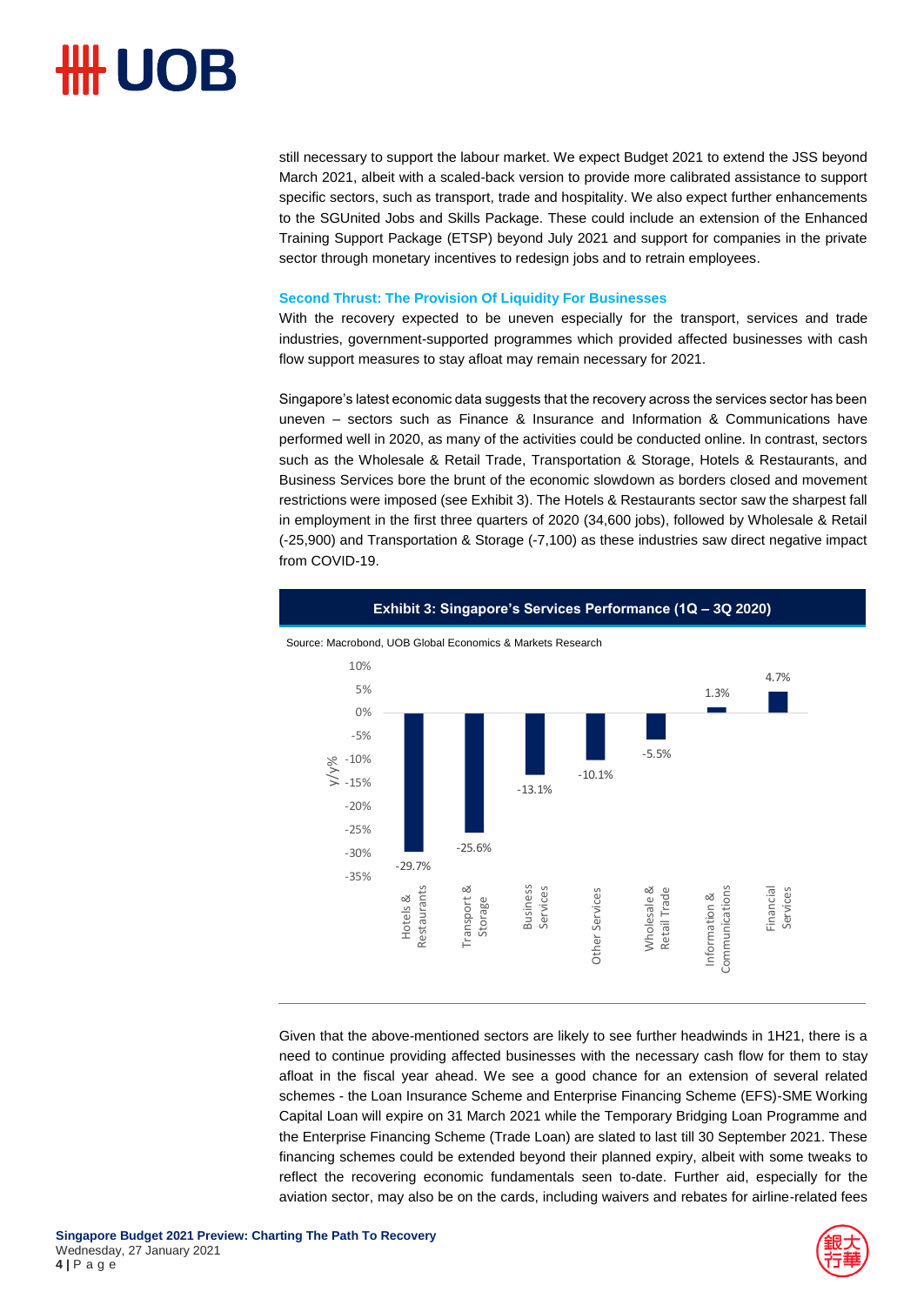still necessary to support the labour market. We expect Budget 2021 to extend the JSS beyond March 2021, albeit with a scaled-back version to provide more calibrated assistance to support specific sectors, such as transport, trade and hospitality. We also expect further enhancements to the SGUnited Jobs and Skills Package. These could include an extension of the Enhanced Training Support Package (ETSP) beyond July 2021 and support for companies in the private sector through monetary incentives to redesign jobs and to retrain employees.

### Second Thrust: The Provision Of Liquidity For Businesses

With the recovery expected to be uneven especially for the transport, services and trade industries, government-supported programmes which provided affected businesses with cash flow support measures to stay afloat may remain necessary for 2021.

Singapore's latest economic data suggests that the recovery across the services sector has been uneven – sectors such as Finance & Insurance and Information & Communications have performed well in 2020, as many of the activities could be conducted online. In contrast, sectors such as the Wholesale & Retail Trade, Transportation & Storage, Hotels & Restaurants, and Business Services bore the brunt of the economic slowdown as borders closed and movement restrictions were imposed (see Exhibit 3). The Hotels & Restaurants sector saw the sharpest fall in employment in the first three quarters of 2020 (34,600 jobs), followed by Wholesale & Retail (-25,900) and Transportation & Storage (-7,100) as these industries saw direct negative impact from COVID-19.

**Exhibit 3: Singapore's Services Performance (1Q – 3Q 2020)**

Source: Macrobond, UOB Global Economics & Markets Research

| Sector | y/y% |
| --- | --- |
| Hotels & Restaurants | -29.7% |
| Transport & Storage | -25.6% |
| Business Services | -13.1% |
| Other Services | -10.1% |
| Wholesale & Retail Trade | -5.5% |
| Information & Communications | 1.3% |
| Financial Services | 4.7% |

Given that the above-mentioned sectors are likely to see further headwinds in 1H21, there is a need to continue providing affected businesses with the necessary cash flow for them to stay afloat in the fiscal year ahead. We see a good chance for an extension of several related schemes - the Loan Insurance Scheme and Enterprise Financing Scheme (EFS)-SME Working Capital Loan will expire on 31 March 2021 while the Temporary Bridging Loan Programme and the Enterprise Financing Scheme (Trade Loan) are slated to last till 30 September 2021. These financing schemes could be extended beyond their planned expiry, albeit with some tweaks to reflect the recovering economic fundamentals seen to-date. Further aid, especially for the aviation sector, may also be on the cards, including waivers and rebates for airline-related fees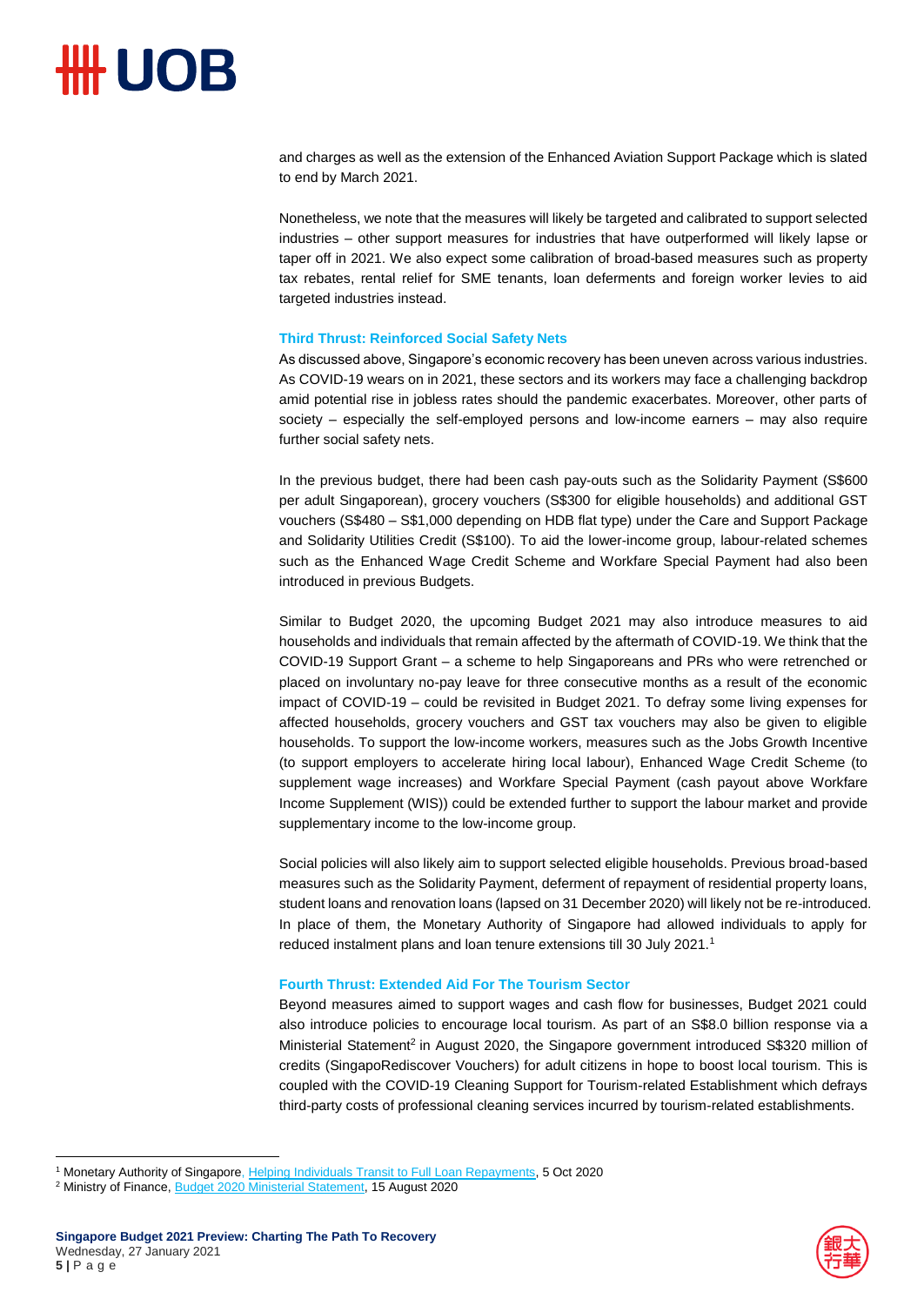and charges as well as the extension of the Enhanced Aviation Support Package which is slated to end by March 2021.

Nonetheless, we note that the measures will likely be targeted and calibrated to support selected industries – other support measures for industries that have outperformed will likely lapse or taper off in 2021. We also expect some calibration of broad-based measures such as property tax rebates, rental relief for SME tenants, loan deferments and foreign worker levies to aid targeted industries instead.

### Third Thrust: Reinforced Social Safety Nets

As discussed above, Singapore's economic recovery has been uneven across various industries. As COVID-19 wears on in 2021, these sectors and its workers may face a challenging backdrop amid potential rise in jobless rates should the pandemic exacerbates. Moreover, other parts of society – especially the self-employed persons and low-income earners – may also require further social safety nets.

In the previous budget, there had been cash pay-outs such as the Solidarity Payment (S$600 per adult Singaporean), grocery vouchers (S$300 for eligible households) and additional GST vouchers (S$480 – S$1,000 depending on HDB flat type) under the Care and Support Package and Solidarity Utilities Credit (S$100). To aid the lower-income group, labour-related schemes such as the Enhanced Wage Credit Scheme and Workfare Special Payment had also been introduced in previous Budgets.

Similar to Budget 2020, the upcoming Budget 2021 may also introduce measures to aid households and individuals that remain affected by the aftermath of COVID-19. We think that the COVID-19 Support Grant – a scheme to help Singaporeans and PRs who were retrenched or placed on involuntary no-pay leave for three consecutive months as a result of the economic impact of COVID-19 – could be revisited in Budget 2021. To defray some living expenses for affected households, grocery vouchers and GST tax vouchers may also be given to eligible households. To support the low-income workers, measures such as the Jobs Growth Incentive (to support employers to accelerate hiring local labour), Enhanced Wage Credit Scheme (to supplement wage increases) and Workfare Special Payment (cash payout above Workfare Income Supplement (WIS)) could be extended further to support the labour market and provide supplementary income to the low-income group.

Social policies will also likely aim to support selected eligible households. Previous broad-based measures such as the Solidarity Payment, deferment of repayment of residential property loans, student loans and renovation loans (lapsed on 31 December 2020) will likely not be re-introduced. In place of them, the Monetary Authority of Singapore had allowed individuals to apply for reduced instalment plans and loan tenure extensions till 30 July 2021.[1]

### Fourth Thrust: Extended Aid For The Tourism Sector

Beyond measures aimed to support wages and cash flow for businesses, Budget 2021 could also introduce policies to encourage local tourism. As part of an S$8.0 billion response via a Ministerial Statement[2] in August 2020, the Singapore government introduced S$320 million of credits (SingapoRediscover Vouchers) for adult citizens in hope to boost local tourism. This is coupled with the COVID-19 Cleaning Support for Tourism-related Establishment which defrays third-party costs of professional cleaning services incurred by tourism-related establishments.

---

[1] Monetary Authority of Singapore, Helping Individuals Transit to Full Loan Repayments, 5 Oct 2020

[2] Ministry of Finance, Budget 2020 Ministerial Statement, 15 August 2020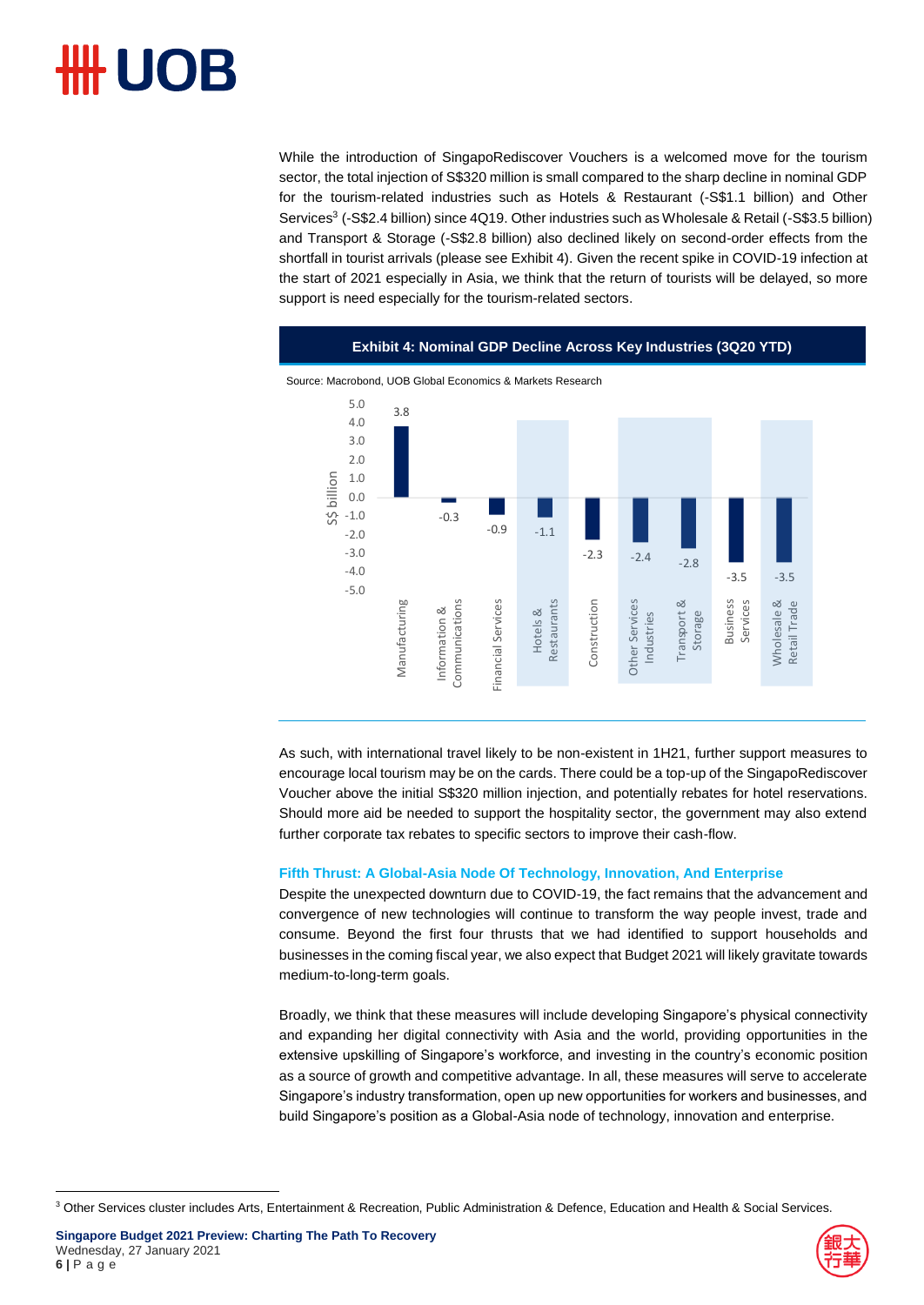While the introduction of SingapoRediscover Vouchers is a welcomed move for the tourism sector, the total injection of S$320 million is small compared to the sharp decline in nominal GDP for the tourism-related industries such as Hotels & Restaurant (-S$1.1 billion) and Other Services[3] (-S$2.4 billion) since 4Q19. Other industries such as Wholesale & Retail (-S$3.5 billion) and Transport & Storage (-S$2.8 billion) also declined likely on second-order effects from the shortfall in tourist arrivals (please see Exhibit 4). Given the recent spike in COVID-19 infection at the start of 2021 especially in Asia, we think that the return of tourists will be delayed, so more support is need especially for the tourism-related sectors.

**Exhibit 4: Nominal GDP Decline Across Key Industries (3Q20 YTD)**

Source: Macrobond, UOB Global Economics & Markets Research

| Industry | S$ billion |
|---|---|
| Manufacturing | 3.8 |
| Information & Communications | -0.3 |
| Financial Services | -0.9 |
| Hotels & Restaurants | -1.1 |
| Construction | -2.3 |
| Other Services Industries | -2.4 |
| Transport & Storage | -2.8 |
| Business Services | -3.5 |
| Wholesale & Retail Trade | -3.5 |

As such, with international travel likely to be non-existent in 1H21, further support measures to encourage local tourism may be on the cards. There could be a top-up of the SingapoRediscover Voucher above the initial S$320 million injection, and potentially rebates for hotel reservations. Should more aid be needed to support the hospitality sector, the government may also extend further corporate tax rebates to specific sectors to improve their cash-flow.

### Fifth Thrust: A Global-Asia Node Of Technology, Innovation, And Enterprise

Despite the unexpected downturn due to COVID-19, the fact remains that the advancement and convergence of new technologies will continue to transform the way people invest, trade and consume. Beyond the first four thrusts that we had identified to support households and businesses in the coming fiscal year, we also expect that Budget 2021 will likely gravitate towards medium-to-long-term goals.

Broadly, we think that these measures will include developing Singapore's physical connectivity and expanding her digital connectivity with Asia and the world, providing opportunities in the extensive upskilling of Singapore's workforce, and investing in the country's economic position as a source of growth and competitive advantage. In all, these measures will serve to accelerate Singapore's industry transformation, open up new opportunities for workers and businesses, and build Singapore's position as a Global-Asia node of technology, innovation and enterprise.

[3] Other Services cluster includes Arts, Entertainment & Recreation, Public Administration & Defence, Education and Health & Social Services.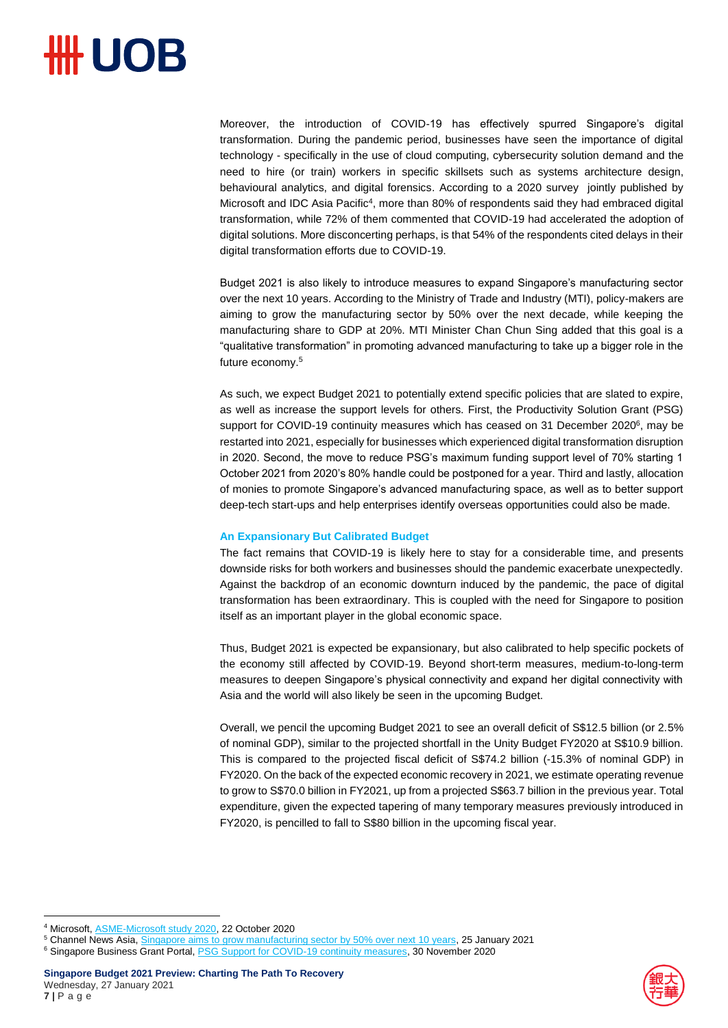Moreover, the introduction of COVID-19 has effectively spurred Singapore's digital transformation. During the pandemic period, businesses have seen the importance of digital technology - specifically in the use of cloud computing, cybersecurity solution demand and the need to hire (or train) workers in specific skillsets such as systems architecture design, behavioural analytics, and digital forensics. According to a 2020 survey jointly published by Microsoft and IDC Asia Pacific[4], more than 80% of respondents said they had embraced digital transformation, while 72% of them commented that COVID-19 had accelerated the adoption of digital solutions. More disconcerting perhaps, is that 54% of the respondents cited delays in their digital transformation efforts due to COVID-19.

Budget 2021 is also likely to introduce measures to expand Singapore's manufacturing sector over the next 10 years. According to the Ministry of Trade and Industry (MTI), policy-makers are aiming to grow the manufacturing sector by 50% over the next decade, while keeping the manufacturing share to GDP at 20%. MTI Minister Chan Chun Sing added that this goal is a "qualitative transformation" in promoting advanced manufacturing to take up a bigger role in the future economy.[5]

As such, we expect Budget 2021 to potentially extend specific policies that are slated to expire, as well as increase the support levels for others. First, the Productivity Solution Grant (PSG) support for COVID-19 continuity measures which has ceased on 31 December 2020[6], may be restarted into 2021, especially for businesses which experienced digital transformation disruption in 2020. Second, the move to reduce PSG's maximum funding support level of 70% starting 1 October 2021 from 2020's 80% handle could be postponed for a year. Third and lastly, allocation of monies to promote Singapore's advanced manufacturing space, as well as to better support deep-tech start-ups and help enterprises identify overseas opportunities could also be made.

### An Expansionary But Calibrated Budget

The fact remains that COVID-19 is likely here to stay for a considerable time, and presents downside risks for both workers and businesses should the pandemic exacerbate unexpectedly. Against the backdrop of an economic downturn induced by the pandemic, the pace of digital transformation has been extraordinary. This is coupled with the need for Singapore to position itself as an important player in the global economic space.

Thus, Budget 2021 is expected be expansionary, but also calibrated to help specific pockets of the economy still affected by COVID-19. Beyond short-term measures, medium-to-long-term measures to deepen Singapore's physical connectivity and expand her digital connectivity with Asia and the world will also likely be seen in the upcoming Budget.

Overall, we pencil the upcoming Budget 2021 to see an overall deficit of S$12.5 billion (or 2.5% of nominal GDP), similar to the projected shortfall in the Unity Budget FY2020 at S$10.9 billion. This is compared to the projected fiscal deficit of S$74.2 billion (-15.3% of nominal GDP) in FY2020. On the back of the expected economic recovery in 2021, we estimate operating revenue to grow to S$70.0 billion in FY2021, up from a projected S$63.7 billion in the previous year. Total expenditure, given the expected tapering of many temporary measures previously introduced in FY2020, is pencilled to fall to S$80 billion in the upcoming fiscal year.

---

[4] Microsoft, ASME-Microsoft study 2020, 22 October 2020

[5] Channel News Asia, Singapore aims to grow manufacturing sector by 50% over next 10 years, 25 January 2021

[6] Singapore Business Grant Portal, PSG Support for COVID-19 continuity measures, 30 November 2020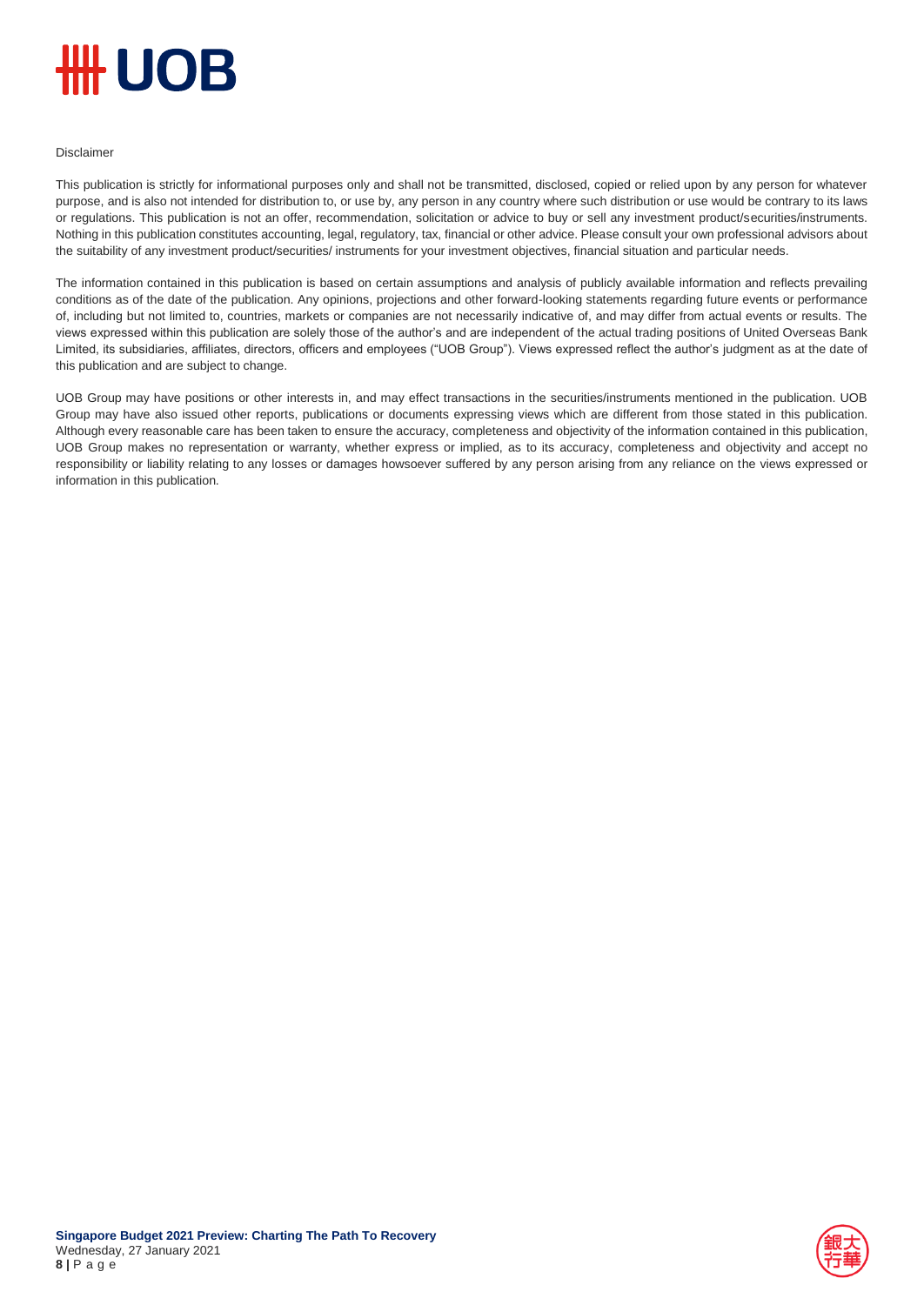Disclaimer

This publication is strictly for informational purposes only and shall not be transmitted, disclosed, copied or relied upon by any person for whatever purpose, and is also not intended for distribution to, or use by, any person in any country where such distribution or use would be contrary to its laws or regulations. This publication is not an offer, recommendation, solicitation or advice to buy or sell any investment product/securities/instruments. Nothing in this publication constitutes accounting, legal, regulatory, tax, financial or other advice. Please consult your own professional advisors about the suitability of any investment product/securities/ instruments for your investment objectives, financial situation and particular needs.

The information contained in this publication is based on certain assumptions and analysis of publicly available information and reflects prevailing conditions as of the date of the publication. Any opinions, projections and other forward-looking statements regarding future events or performance of, including but not limited to, countries, markets or companies are not necessarily indicative of, and may differ from actual events or results. The views expressed within this publication are solely those of the author's and are independent of the actual trading positions of United Overseas Bank Limited, its subsidiaries, affiliates, directors, officers and employees ("UOB Group"). Views expressed reflect the author's judgment as at the date of this publication and are subject to change.

UOB Group may have positions or other interests in, and may effect transactions in the securities/instruments mentioned in the publication. UOB Group may have also issued other reports, publications or documents expressing views which are different from those stated in this publication. Although every reasonable care has been taken to ensure the accuracy, completeness and objectivity of the information contained in this publication, UOB Group makes no representation or warranty, whether express or implied, as to its accuracy, completeness and objectivity and accept no responsibility or liability relating to any losses or damages howsoever suffered by any person arising from any reliance on the views expressed or information in this publication.